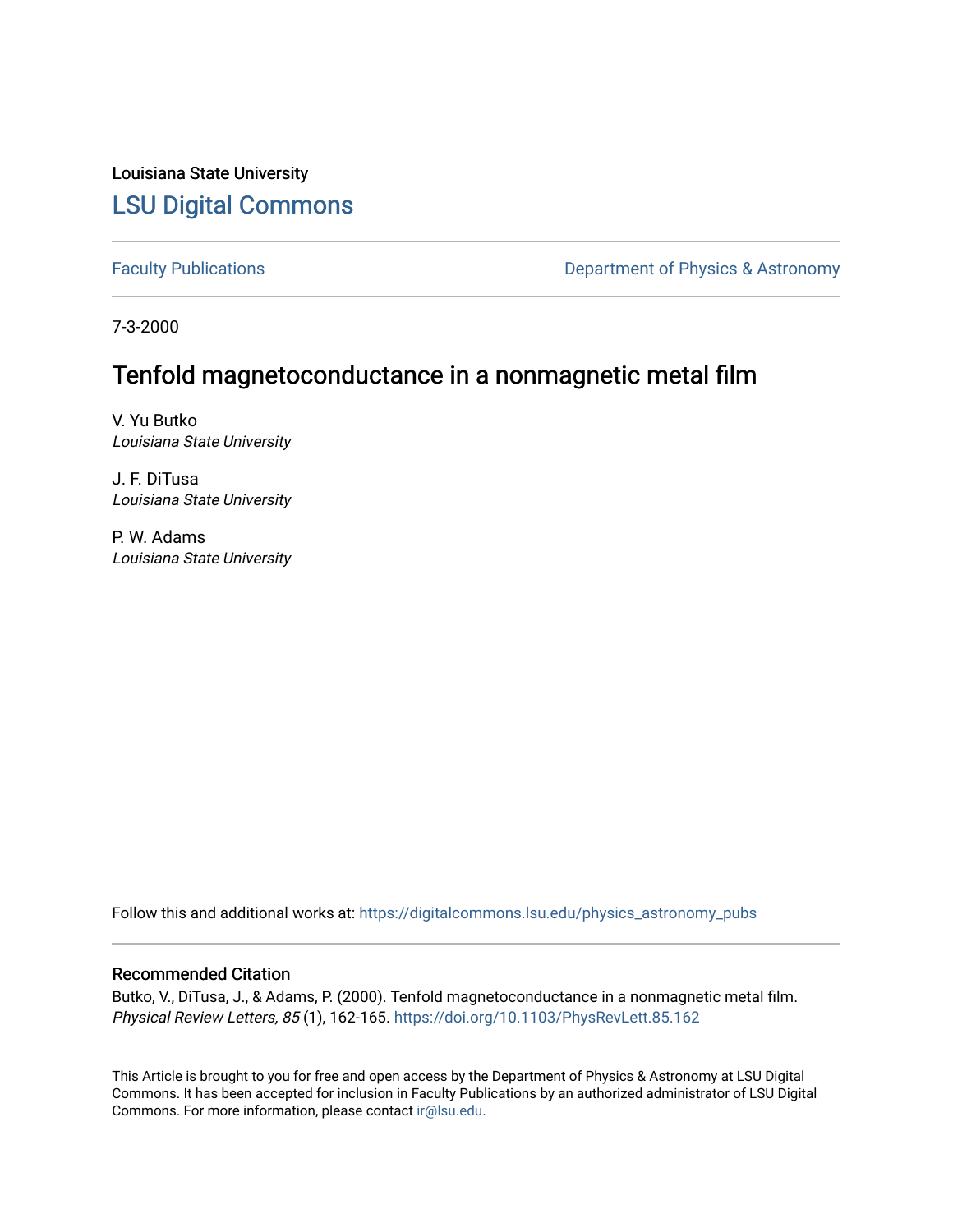Louisiana State University

# LSU Digital Commons

Faculty Publications | Department of Physics & Astronomy

7-3-2000

## Tenfold magnetoconductance in a nonmagnetic metal film

V. Yu Butko
*Louisiana State University*

J. F. DiTusa
*Louisiana State University*

P. W. Adams
*Louisiana State University*

Follow this and additional works at: https://digitalcommons.lsu.edu/physics_astronomy_pubs

### Recommended Citation

Butko, V., DiTusa, J., & Adams, P. (2000). Tenfold magnetoconductance in a nonmagnetic metal film. *Physical Review Letters, 85* (1), 162-165. https://doi.org/10.1103/PhysRevLett.85.162

This Article is brought to you for free and open access by the Department of Physics & Astronomy at LSU Digital Commons. It has been accepted for inclusion in Faculty Publications by an authorized administrator of LSU Digital Commons. For more information, please contact ir@lsu.edu.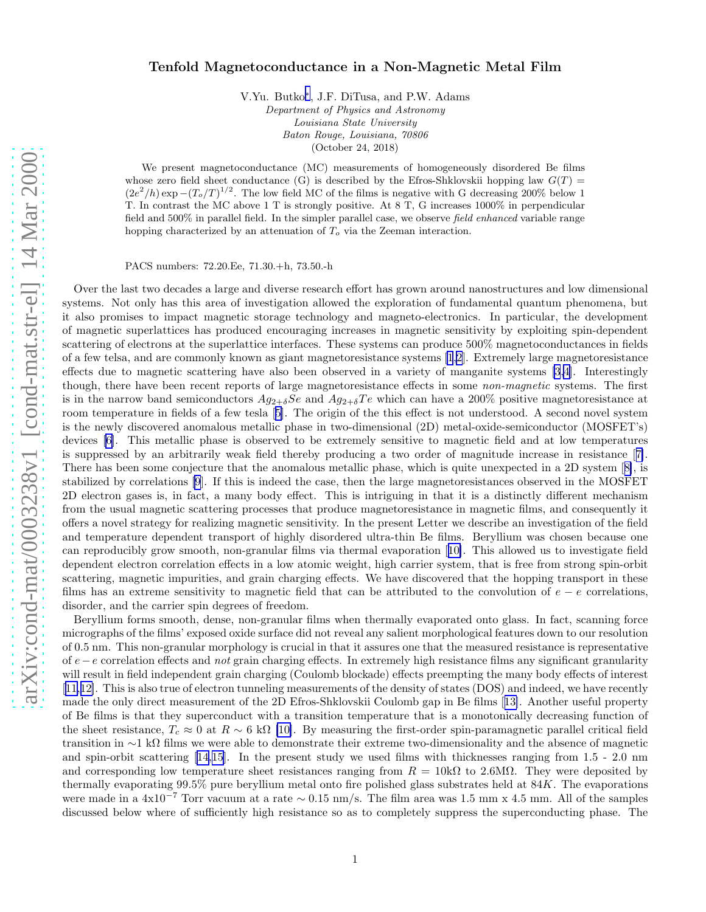# Tenfold Magnetoconductance in a Non-Magnetic Metal Film

V.Yu. Butko[*], J.F. DiTusa, and P.W. Adams

*Department of Physics and Astronomy*
*Louisiana State University*
*Baton Rouge, Louisiana, 70806*
(October 24, 2018)

We present magnetoconductance (MC) measurements of homogeneously disordered Be films whose zero field sheet conductance (G) is described by the Efros-Shklovskii hopping law $G(T) = (2e^2/h)\exp -(T_o/T)^{1/2}$. The low field MC of the films is negative with G decreasing 200% below 1 T. In contrast the MC above 1 T is strongly positive. At 8 T, G increases 1000% in perpendicular field and 500% in parallel field. In the simpler parallel case, we observe *field enhanced* variable range hopping characterized by an attenuation of $T_o$ via the Zeeman interaction.

PACS numbers: 72.20.Ee, 71.30.+h, 73.50.-h

Over the last two decades a large and diverse research effort has grown around nanostructures and low dimensional systems. Not only has this area of investigation allowed the exploration of fundamental quantum phenomena, but it also promises to impact magnetic storage technology and magneto-electronics. In particular, the development of magnetic superlattices has produced encouraging increases in magnetic sensitivity by exploiting spin-dependent scattering of electrons at the superlattice interfaces. These systems can produce 500% magnetoconductances in fields of a few telsa, and are commonly known as giant magnetoresistance systems [1,2]. Extremely large magnetoresistance effects due to magnetic scattering have also been observed in a variety of manganite systems [3,4]. Interestingly though, there have been recent reports of large magnetoresistance effects in some *non-magnetic* systems. The first is in the narrow band semiconductors $Ag_{2+\delta}Se$ and $Ag_{2+\delta}Te$ which can have a 200% positive magnetoresistance at room temperature in fields of a few tesla [5]. The origin of the this effect is not understood. A second novel system is the newly discovered anomalous metallic phase in two-dimensional (2D) metal-oxide-semiconductor (MOSFET's) devices [6]. This metallic phase is observed to be extremely sensitive to magnetic field and at low temperatures is suppressed by an arbitrarily weak field thereby producing a two order of magnitude increase in resistance [7]. There has been some conjecture that the anomalous metallic phase, which is quite unexpected in a 2D system [8], is stabilized by correlations [9]. If this is indeed the case, then the large magnetoresistances observed in the MOSFET 2D electron gases is, in fact, a many body effect. This is intriguing in that it is a distinctly different mechanism from the usual magnetic scattering processes that produce magnetoresistance in magnetic films, and consequently it offers a novel strategy for realizing magnetic sensitivity. In the present Letter we describe an investigation of the field and temperature dependent transport of highly disordered ultra-thin Be films. Beryllium was chosen because one can reproducibly grow smooth, non-granular films via thermal evaporation [10]. This allowed us to investigate field dependent electron correlation effects in a low atomic weight, high carrier system, that is free from strong spin-orbit scattering, magnetic impurities, and grain charging effects. We have discovered that the hopping transport in these films has an extreme sensitivity to magnetic field that can be attributed to the convolution of $e-e$ correlations, disorder, and the carrier spin degrees of freedom.

Beryllium forms smooth, dense, non-granular films when thermally evaporated onto glass. In fact, scanning force micrographs of the films' exposed oxide surface did not reveal any salient morphological features down to our resolution of 0.5 nm. This non-granular morphology is crucial in that it assures one that the measured resistance is representative of $e-e$ correlation effects and *not* grain charging effects. In extremely high resistance films any significant granularity will result in field independent grain charging (Coulomb blockade) effects preempting the many body effects of interest [11,12]. This is also true of electron tunneling measurements of the density of states (DOS) and indeed, we have recently made the only direct measurement of the 2D Efros-Shklovskii Coulomb gap in Be films [13]. Another useful property of Be films is that they superconduct with a transition temperature that is a monotonically decreasing function of the sheet resistance, $T_c \approx 0$ at $R \sim 6$ kΩ [10]. By measuring the first-order spin-paramagnetic parallel critical field transition in ∼1 kΩ films we were able to demonstrate their extreme two-dimensionality and the absence of magnetic and spin-orbit scattering [14,15]. In the present study we used films with thicknesses ranging from 1.5 - 2.0 nm and corresponding low temperature sheet resistances ranging from $R$ = 10kΩ to 2.6MΩ. They were deposited by thermally evaporating 99.5% pure beryllium metal onto fire polished glass substrates held at $84K$. The evaporations were made in a 4x10$^{-7}$ Torr vacuum at a rate ∼ 0.15 nm/s. The film area was 1.5 mm x 4.5 mm. All of the samples discussed below where of sufficiently high resistance so as to completely suppress the superconducting phase. The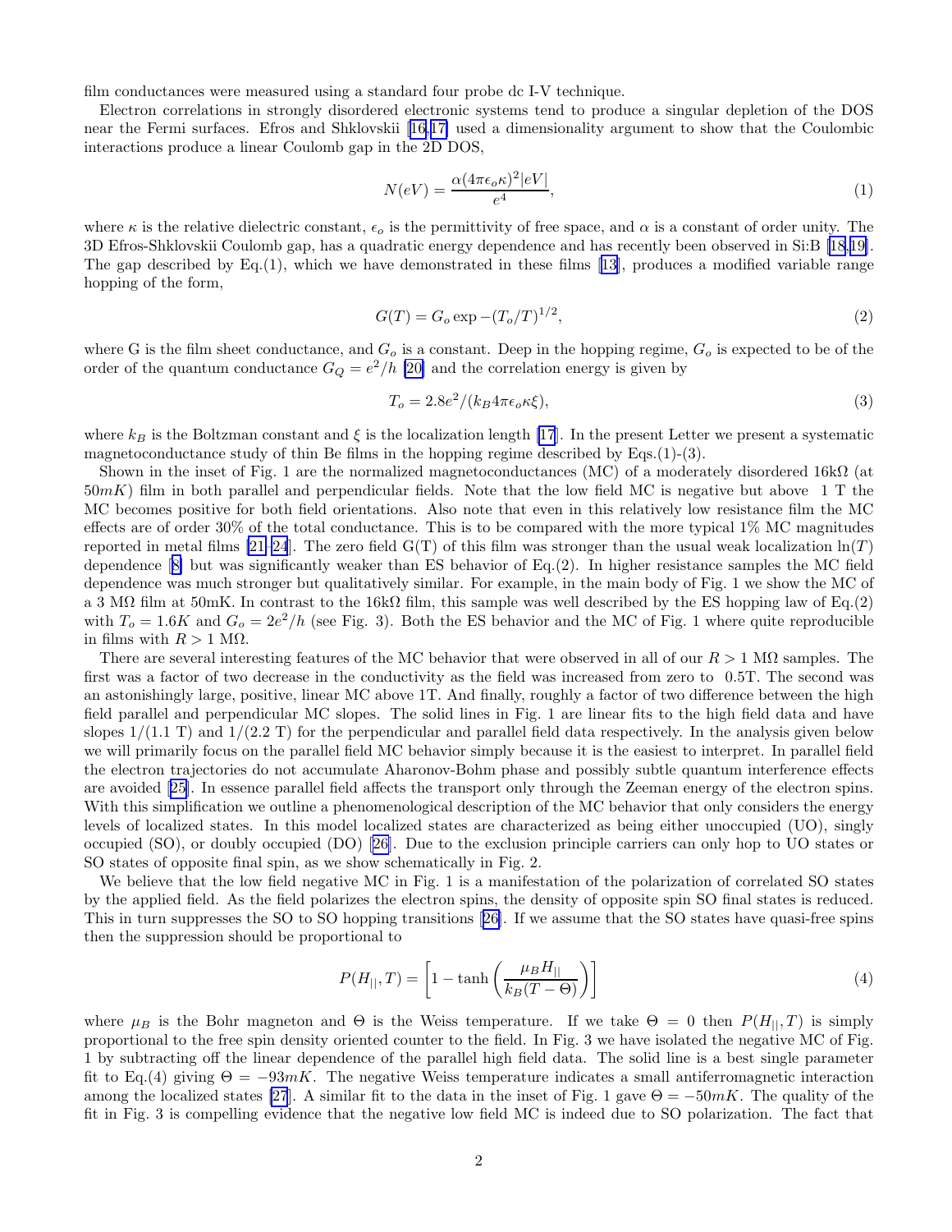film conductances were measured using a standard four probe dc I-V technique.

Electron correlations in strongly disordered electronic systems tend to produce a singular depletion of the DOS near the Fermi surfaces. Efros and Shklovskii [16,17] used a dimensionality argument to show that the Coulombic interactions produce a linear Coulomb gap in the 2D DOS,

$$N(eV) = \frac{\alpha(4\pi\epsilon_o\kappa)^2|eV|}{e^4}, \tag{1}$$

where $\kappa$ is the relative dielectric constant, $\epsilon_o$ is the permittivity of free space, and $\alpha$ is a constant of order unity. The 3D Efros-Shklovskii Coulomb gap, has a quadratic energy dependence and has recently been observed in Si:B [18,19]. The gap described by Eq.(1), which we have demonstrated in these films [13], produces a modified variable range hopping of the form,

$$G(T) = G_o \exp -(T_o/T)^{1/2}, \tag{2}$$

where G is the film sheet conductance, and $G_o$ is a constant. Deep in the hopping regime, $G_o$ is expected to be of the order of the quantum conductance $G_Q = e^2/h$ [20] and the correlation energy is given by

$$T_o = 2.8e^2/(k_B 4\pi\epsilon_o\kappa\xi), \tag{3}$$

where $k_B$ is the Boltzman constant and $\xi$ is the localization length [17]. In the present Letter we present a systematic magnetoconductance study of thin Be films in the hopping regime described by Eqs.(1)-(3).

Shown in the inset of Fig. 1 are the normalized magnetoconductances (MC) of a moderately disordered 16k$\Omega$ (at $50mK$) film in both parallel and perpendicular fields. Note that the low field MC is negative but above 1 T the MC becomes positive for both field orientations. Also note that even in this relatively low resistance film the MC effects are of order 30% of the total conductance. This is to be compared with the more typical 1% MC magnitudes reported in metal films [21–24]. The zero field G(T) of this film was stronger than the usual weak localization $\ln(T)$ dependence [8] but was significantly weaker than ES behavior of Eq.(2). In higher resistance samples the MC field dependence was much stronger but qualitatively similar. For example, in the main body of Fig. 1 we show the MC of a 3 M$\Omega$ film at 50mK. In contrast to the 16k$\Omega$ film, this sample was well described by the ES hopping law of Eq.(2) with $T_o = 1.6K$ and $G_o = 2e^2/h$ (see Fig. 3). Both the ES behavior and the MC of Fig. 1 where quite reproducible in films with $R > 1$ M$\Omega$.

There are several interesting features of the MC behavior that were observed in all of our $R > 1$ M$\Omega$ samples. The first was a factor of two decrease in the conductivity as the field was increased from zero to 0.5T. The second was an astonishingly large, positive, linear MC above 1T. And finally, roughly a factor of two difference between the high field parallel and perpendicular MC slopes. The solid lines in Fig. 1 are linear fits to the high field data and have slopes 1/(1.1 T) and 1/(2.2 T) for the perpendicular and parallel field data respectively. In the analysis given below we will primarily focus on the parallel field MC behavior simply because it is the easiest to interpret. In parallel field the electron trajectories do not accumulate Aharonov-Bohm phase and possibly subtle quantum interference effects are avoided [25]. In essence parallel field affects the transport only through the Zeeman energy of the electron spins. With this simplification we outline a phenomenological description of the MC behavior that only considers the energy levels of localized states. In this model localized states are characterized as being either unoccupied (UO), singly occupied (SO), or doubly occupied (DO) [26]. Due to the exclusion principle carriers can only hop to UO states or SO states of opposite final spin, as we show schematically in Fig. 2.

We believe that the low field negative MC in Fig. 1 is a manifestation of the polarization of correlated SO states by the applied field. As the field polarizes the electron spins, the density of opposite spin SO final states is reduced. This in turn suppresses the SO to SO hopping transitions [26]. If we assume that the SO states have quasi-free spins then the suppression should be proportional to

$$P(H_{||}, T) = \left[1 - \tanh\left(\frac{\mu_B H_{||}}{k_B(T - \Theta)}\right)\right] \tag{4}$$

where $\mu_B$ is the Bohr magneton and $\Theta$ is the Weiss temperature. If we take $\Theta = 0$ then $P(H_{||}, T)$ is simply proportional to the free spin density oriented counter to the field. In Fig. 3 we have isolated the negative MC of Fig. 1 by subtracting off the linear dependence of the parallel high field data. The solid line is a best single parameter fit to Eq.(4) giving $\Theta = -93mK$. The negative Weiss temperature indicates a small antiferromagnetic interaction among the localized states [27]. A similar fit to the data in the inset of Fig. 1 gave $\Theta = -50mK$. The quality of the fit in Fig. 3 is compelling evidence that the negative low field MC is indeed due to SO polarization. The fact that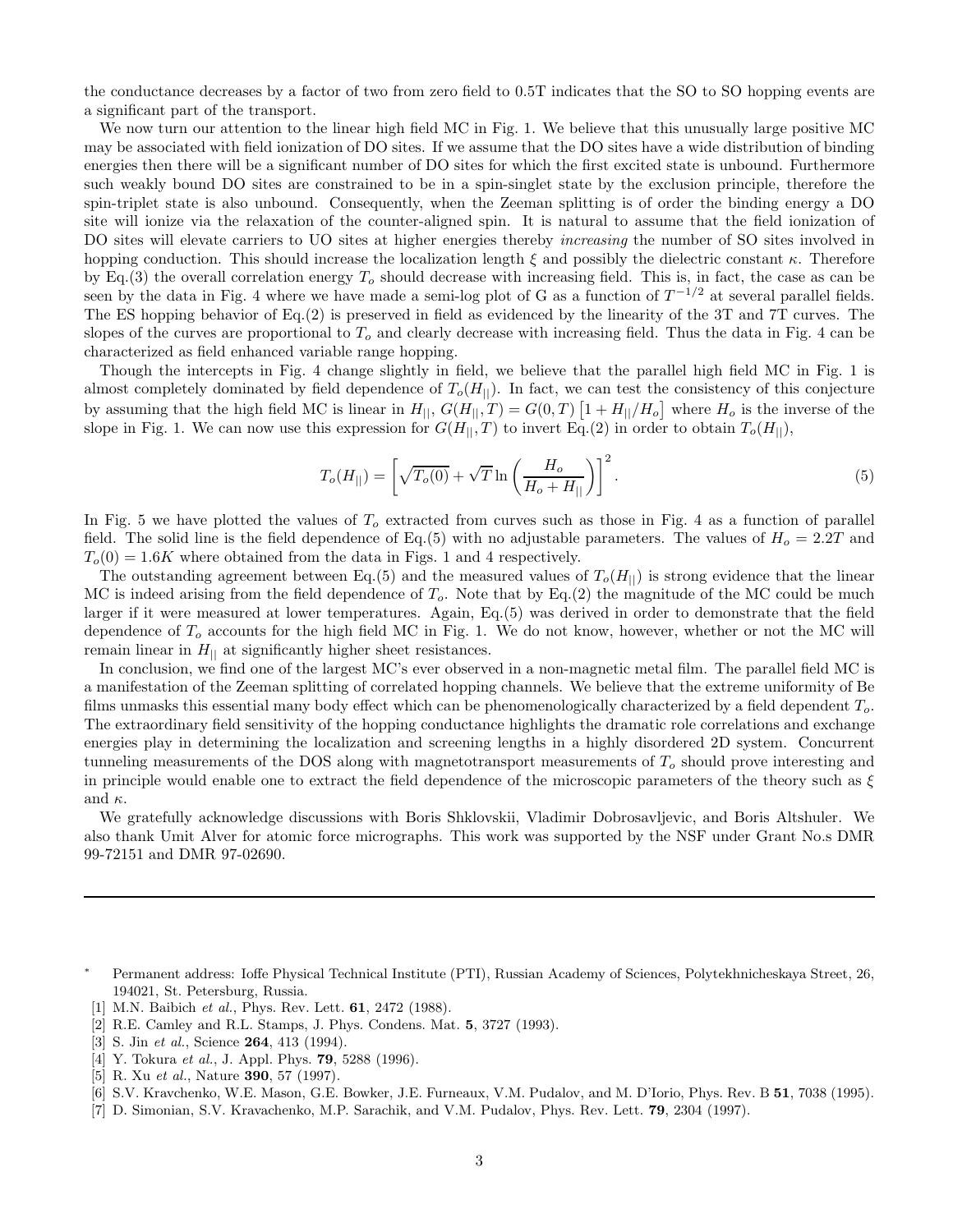the conductance decreases by a factor of two from zero field to 0.5T indicates that the SO to SO hopping events are a significant part of the transport.

We now turn our attention to the linear high field MC in Fig. 1. We believe that this unusually large positive MC may be associated with field ionization of DO sites. If we assume that the DO sites have a wide distribution of binding energies then there will be a significant number of DO sites for which the first excited state is unbound. Furthermore such weakly bound DO sites are constrained to be in a spin-singlet state by the exclusion principle, therefore the spin-triplet state is also unbound. Consequently, when the Zeeman splitting is of order the binding energy a DO site will ionize via the relaxation of the counter-aligned spin. It is natural to assume that the field ionization of DO sites will elevate carriers to UO sites at higher energies thereby *increasing* the number of SO sites involved in hopping conduction. This should increase the localization length $\xi$ and possibly the dielectric constant $\kappa$. Therefore by Eq.(3) the overall correlation energy $T_o$ should decrease with increasing field. This is, in fact, the case as can be seen by the data in Fig. 4 where we have made a semi-log plot of G as a function of $T^{-1/2}$ at several parallel fields. The ES hopping behavior of Eq.(2) is preserved in field as evidenced by the linearity of the 3T and 7T curves. The slopes of the curves are proportional to $T_o$ and clearly decrease with increasing field. Thus the data in Fig. 4 can be characterized as field enhanced variable range hopping.

Though the intercepts in Fig. 4 change slightly in field, we believe that the parallel high field MC in Fig. 1 is almost completely dominated by field dependence of $T_o(H_{||})$. In fact, we can test the consistency of this conjecture by assuming that the high field MC is linear in $H_{||}$, $G(H_{||},T) = G(0,T)\left[1 + H_{||}/H_o\right]$ where $H_o$ is the inverse of the slope in Fig. 1. We can now use this expression for $G(H_{||},T)$ to invert Eq.(2) in order to obtain $T_o(H_{||})$,

$$T_o(H_{||}) = \left[\sqrt{T_o(0)} + \sqrt{T}\ln\left(\frac{H_o}{H_o + H_{||}}\right)\right]^2. \tag{5}$$

In Fig. 5 we have plotted the values of $T_o$ extracted from curves such as those in Fig. 4 as a function of parallel field. The solid line is the field dependence of Eq.(5) with no adjustable parameters. The values of $H_o = 2.2T$ and $T_o(0) = 1.6K$ where obtained from the data in Figs. 1 and 4 respectively.

The outstanding agreement between Eq.(5) and the measured values of $T_o(H_{||})$ is strong evidence that the linear MC is indeed arising from the field dependence of $T_o$. Note that by Eq.(2) the magnitude of the MC could be much larger if it were measured at lower temperatures. Again, Eq.(5) was derived in order to demonstrate that the field dependence of $T_o$ accounts for the high field MC in Fig. 1. We do not know, however, whether or not the MC will remain linear in $H_{||}$ at significantly higher sheet resistances.

In conclusion, we find one of the largest MC's ever observed in a non-magnetic metal film. The parallel field MC is a manifestation of the Zeeman splitting of correlated hopping channels. We believe that the extreme uniformity of Be films unmasks this essential many body effect which can be phenomenologically characterized by a field dependent $T_o$. The extraordinary field sensitivity of the hopping conductance highlights the dramatic role correlations and exchange energies play in determining the localization and screening lengths in a highly disordered 2D system. Concurrent tunneling measurements of the DOS along with magnetotransport measurements of $T_o$ should prove interesting and in principle would enable one to extract the field dependence of the microscopic parameters of the theory such as $\xi$ and $\kappa$.

We gratefully acknowledge discussions with Boris Shklovskii, Vladimir Dobrosavljevic, and Boris Altshuler. We also thank Umit Alver for atomic force micrographs. This work was supported by the NSF under Grant No.s DMR 99-72151 and DMR 97-02690.

---

* Permanent address: Ioffe Physical Technical Institute (PTI), Russian Academy of Sciences, Polytekhnicheskaya Street, 26, 194021, St. Petersburg, Russia.

[1] M.N. Baibich *et al.*, Phys. Rev. Lett. **61**, 2472 (1988).
[2] R.E. Camley and R.L. Stamps, J. Phys. Condens. Mat. **5**, 3727 (1993).
[3] S. Jin *et al.*, Science **264**, 413 (1994).
[4] Y. Tokura *et al.*, J. Appl. Phys. **79**, 5288 (1996).
[5] R. Xu *et al.*, Nature **390**, 57 (1997).
[6] S.V. Kravchenko, W.E. Mason, G.E. Bowker, J.E. Furneaux, V.M. Pudalov, and M. D'Iorio, Phys. Rev. B **51**, 7038 (1995).
[7] D. Simonian, S.V. Kravachenko, M.P. Sarachik, and V.M. Pudalov, Phys. Rev. Lett. **79**, 2304 (1997).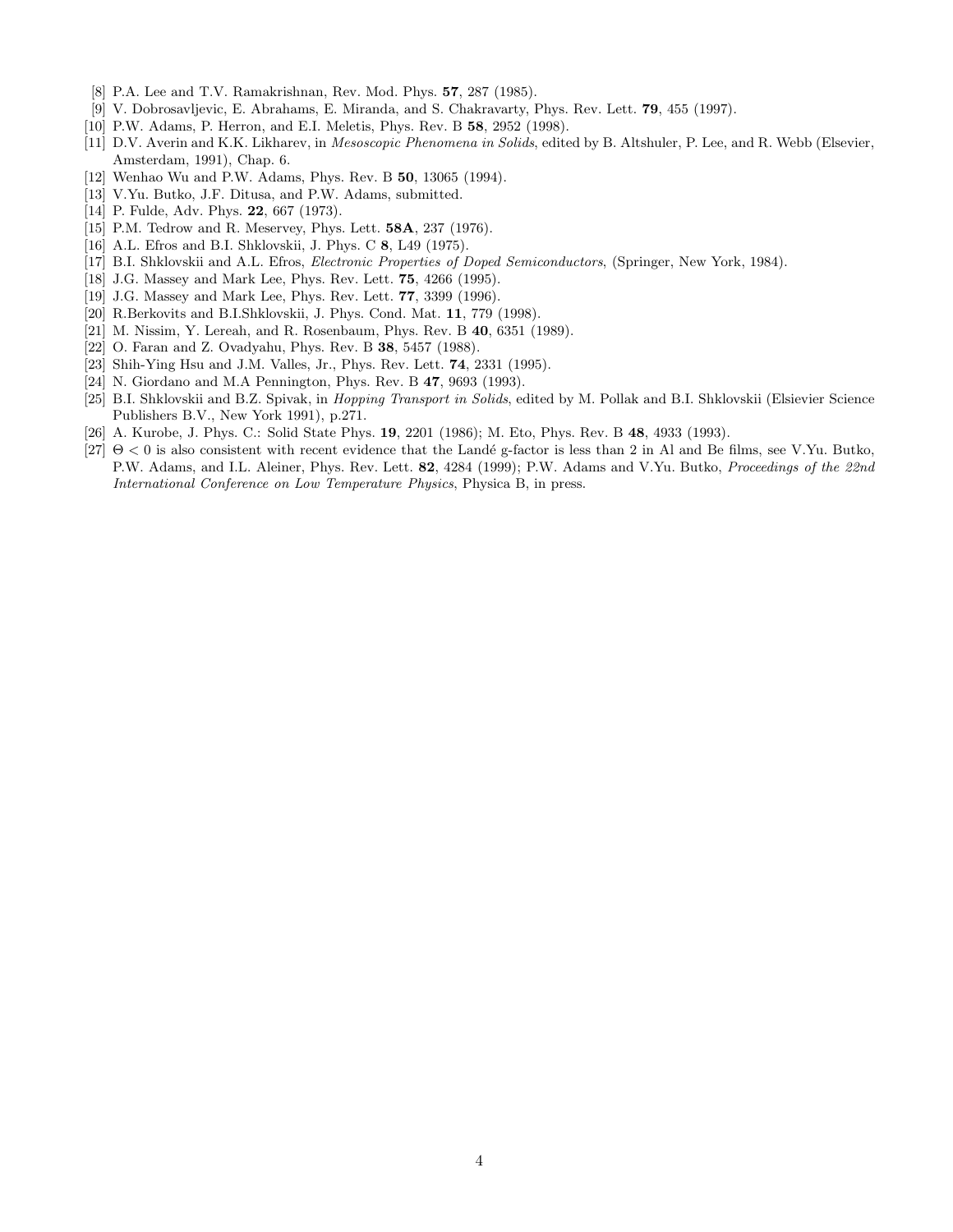[8] P.A. Lee and T.V. Ramakrishnan, Rev. Mod. Phys. **57**, 287 (1985).

[9] V. Dobrosavljevic, E. Abrahams, E. Miranda, and S. Chakravarty, Phys. Rev. Lett. **79**, 455 (1997).

[10] P.W. Adams, P. Herron, and E.I. Meletis, Phys. Rev. B **58**, 2952 (1998).

[11] D.V. Averin and K.K. Likharev, in *Mesoscopic Phenomena in Solids*, edited by B. Altshuler, P. Lee, and R. Webb (Elsevier, Amsterdam, 1991), Chap. 6.

[12] Wenhao Wu and P.W. Adams, Phys. Rev. B **50**, 13065 (1994).

[13] V.Yu. Butko, J.F. Ditusa, and P.W. Adams, submitted.

[14] P. Fulde, Adv. Phys. **22**, 667 (1973).

[15] P.M. Tedrow and R. Meservey, Phys. Lett. **58A**, 237 (1976).

[16] A.L. Efros and B.I. Shklovskii, J. Phys. C **8**, L49 (1975).

[17] B.I. Shklovskii and A.L. Efros, *Electronic Properties of Doped Semiconductors*, (Springer, New York, 1984).

[18] J.G. Massey and Mark Lee, Phys. Rev. Lett. **75**, 4266 (1995).

[19] J.G. Massey and Mark Lee, Phys. Rev. Lett. **77**, 3399 (1996).

[20] R.Berkovits and B.I.Shklovskii, J. Phys. Cond. Mat. **11**, 779 (1998).

[21] M. Nissim, Y. Lereah, and R. Rosenbaum, Phys. Rev. B **40**, 6351 (1989).

[22] O. Faran and Z. Ovadyahu, Phys. Rev. B **38**, 5457 (1988).

[23] Shih-Ying Hsu and J.M. Valles, Jr., Phys. Rev. Lett. **74**, 2331 (1995).

[24] N. Giordano and M.A Pennington, Phys. Rev. B **47**, 9693 (1993).

[25] B.I. Shklovskii and B.Z. Spivak, in *Hopping Transport in Solids*, edited by M. Pollak and B.I. Shklovskii (Elsievier Science Publishers B.V., New York 1991), p.271.

[26] A. Kurobe, J. Phys. C.: Solid State Phys. **19**, 2201 (1986); M. Eto, Phys. Rev. B **48**, 4933 (1993).

[27] $\Theta < 0$ is also consistent with recent evidence that the Landé g-factor is less than 2 in Al and Be films, see V.Yu. Butko, P.W. Adams, and I.L. Aleiner, Phys. Rev. Lett. **82**, 4284 (1999); P.W. Adams and V.Yu. Butko, *Proceedings of the 22nd International Conference on Low Temperature Physics*, Physica B, in press.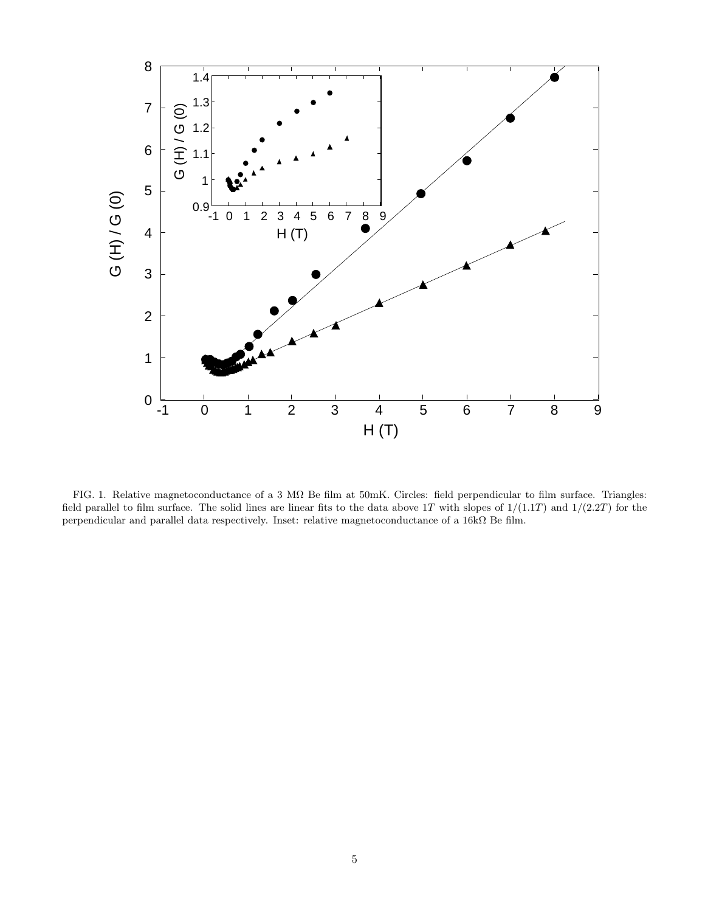FIG. 1. Relative magnetoconductance of a 3 MΩ Be film at 50mK. Circles: field perpendicular to film surface. Triangles: field parallel to film surface. The solid lines are linear fits to the data above $1T$ with slopes of $1/(1.1T)$ and $1/(2.2T)$ for the perpendicular and parallel data respectively. Inset: relative magnetoconductance of a 16kΩ Be film.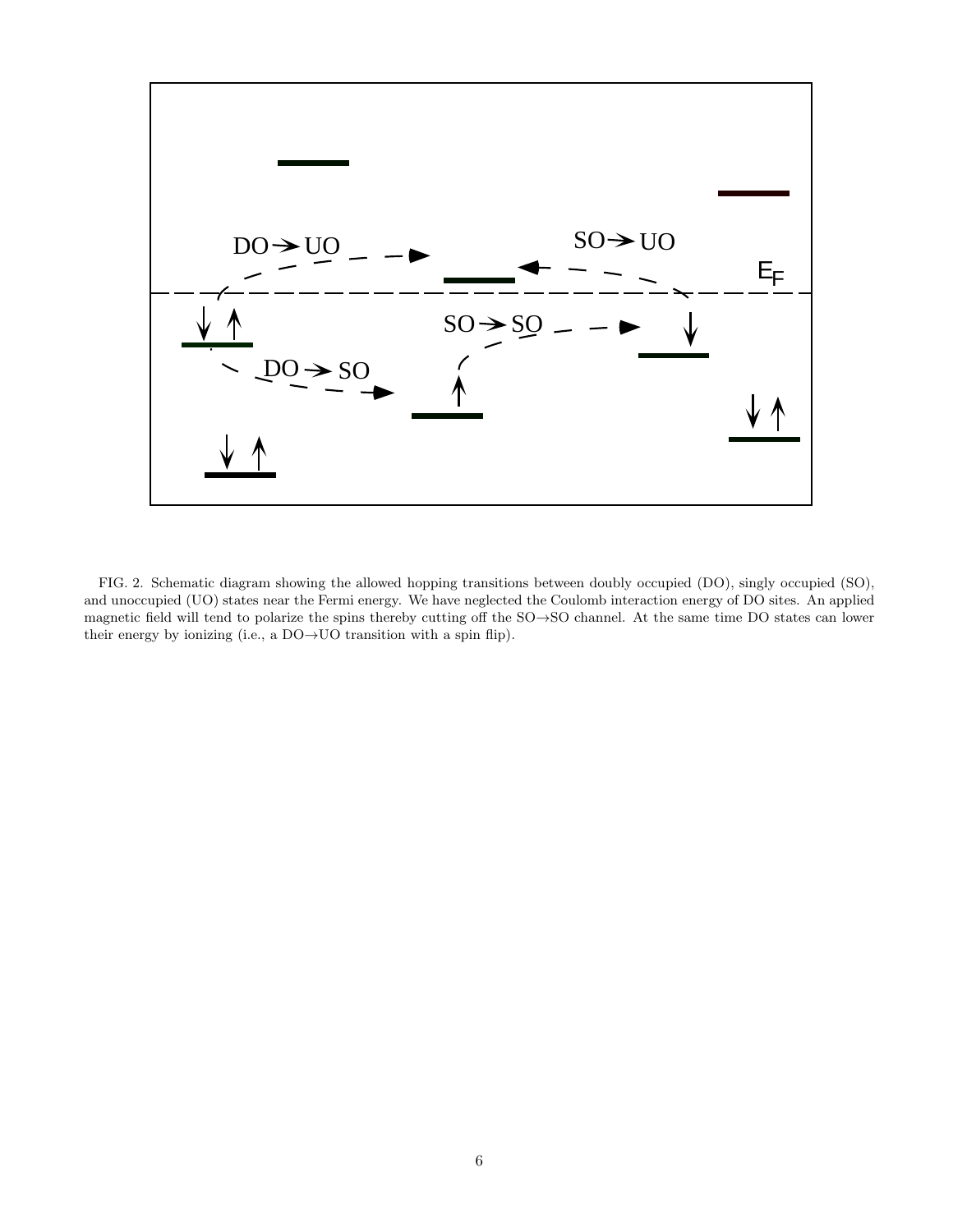FIG. 2. Schematic diagram showing the allowed hopping transitions between doubly occupied (DO), singly occupied (SO), and unoccupied (UO) states near the Fermi energy. We have neglected the Coulomb interaction energy of DO sites. An applied magnetic field will tend to polarize the spins thereby cutting off the SO→SO channel. At the same time DO states can lower their energy by ionizing (i.e., a DO→UO transition with a spin flip).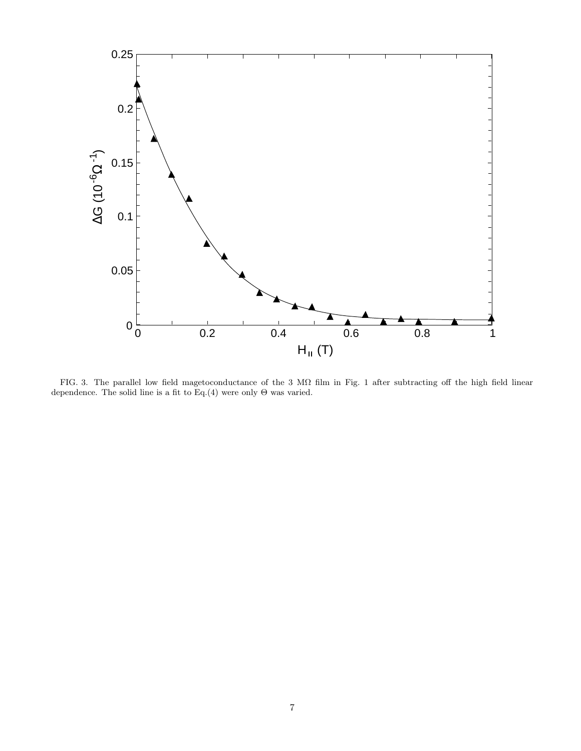FIG. 3. The parallel low field magetoconductance of the 3 MΩ film in Fig. 1 after subtracting off the high field linear dependence. The solid line is a fit to Eq.(4) were only Θ was varied.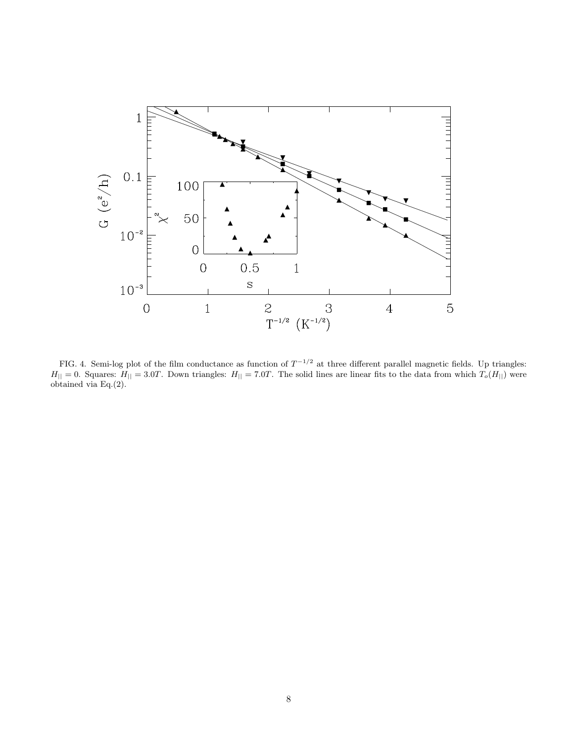FIG. 4. Semi-log plot of the film conductance as function of $T^{-1/2}$ at three different parallel magnetic fields. Up triangles: $H_{||} = 0$. Squares: $H_{||} = 3.0T$. Down triangles: $H_{||} = 7.0T$. The solid lines are linear fits to the data from which $T_o(H_{||})$ were obtained via Eq.(2).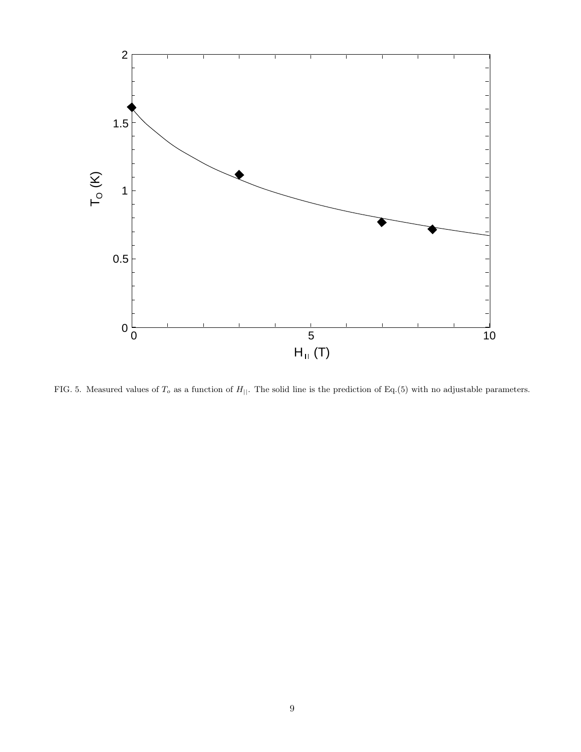2

1.5

1

0.5

0

$T_O$ (K)

0

5

10

$H_{||}$ (T)

FIG. 5. Measured values of $T_o$ as a function of $H_{||}$. The solid line is the prediction of Eq.(5) with no adjustable parameters.